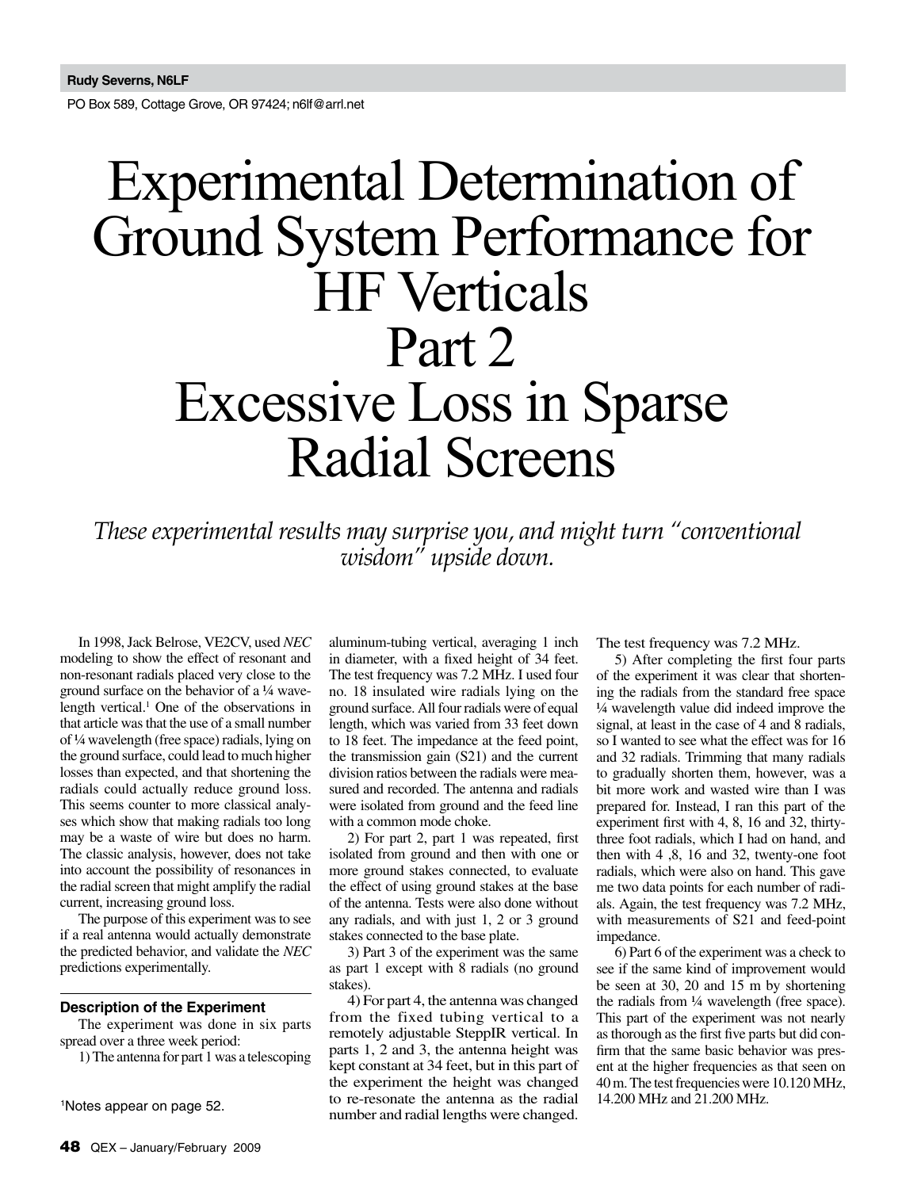Rudy Severns, N6LF

PO Box 589, Cottage Grove, OR 97424; n6lf@arrl.net

# Experimental Determination of Ground System Performance for HF Verticals Part 2 Excessive Loss in Sparse Radial Screens

*These experimental results may surprise you, and might turn "conventional wisdom" upside down.*

In 1998, Jack Belrose, VE2CV, used *NEC* modeling to show the effect of resonant and non-resonant radials placed very close to the ground surface on the behavior of a ¼ wavelength vertical.[1] One of the observations in that article was that the use of a small number of ¼ wavelength (free space) radials, lying on the ground surface, could lead to much higher losses than expected, and that shortening the radials could actually reduce ground loss. This seems counter to more classical analyses which show that making radials too long may be a waste of wire but does no harm. The classic analysis, however, does not take into account the possibility of resonances in the radial screen that might amplify the radial current, increasing ground loss.

The purpose of this experiment was to see if a real antenna would actually demonstrate the predicted behavior, and validate the *NEC* predictions experimentally.

## Description of the Experiment

The experiment was done in six parts spread over a three week period:

1) The antenna for part 1 was a telescoping aluminum-tubing vertical, averaging 1 inch in diameter, with a fixed height of 34 feet. The test frequency was 7.2 MHz. I used four no. 18 insulated wire radials lying on the ground surface. All four radials were of equal length, which was varied from 33 feet down to 18 feet. The impedance at the feed point, the transmission gain (S21) and the current division ratios between the radials were measured and recorded. The antenna and radials were isolated from ground and the feed line with a common mode choke.

2) For part 2, part 1 was repeated, first isolated from ground and then with one or more ground stakes connected, to evaluate the effect of using ground stakes at the base of the antenna. Tests were also done without any radials, and with just 1, 2 or 3 ground stakes connected to the base plate.

3) Part 3 of the experiment was the same as part 1 except with 8 radials (no ground stakes).

4) For part 4, the antenna was changed from the fixed tubing vertical to a remotely adjustable SteppIR vertical. In parts 1, 2 and 3, the antenna height was kept constant at 34 feet, but in this part of the experiment the height was changed to re-resonate the antenna as the radial number and radial lengths were changed. The test frequency was 7.2 MHz.

5) After completing the first four parts of the experiment it was clear that shortening the radials from the standard free space ¼ wavelength value did indeed improve the signal, at least in the case of 4 and 8 radials, so I wanted to see what the effect was for 16 and 32 radials. Trimming that many radials to gradually shorten them, however, was a bit more work and wasted wire than I was prepared for. Instead, I ran this part of the experiment first with 4, 8, 16 and 32, thirty-three foot radials, which I had on hand, and then with 4 ,8, 16 and 32, twenty-one foot radials, which were also on hand. This gave me two data points for each number of radials. Again, the test frequency was 7.2 MHz, with measurements of S21 and feed-point impedance.

6) Part 6 of the experiment was a check to see if the same kind of improvement would be seen at 30, 20 and 15 m by shortening the radials from ¼ wavelength (free space). This part of the experiment was not nearly as thorough as the first five parts but did confirm that the same basic behavior was present at the higher frequencies as that seen on 40 m. The test frequencies were 10.120 MHz, 14.200 MHz and 21.200 MHz.

[1]Notes appear on page 52.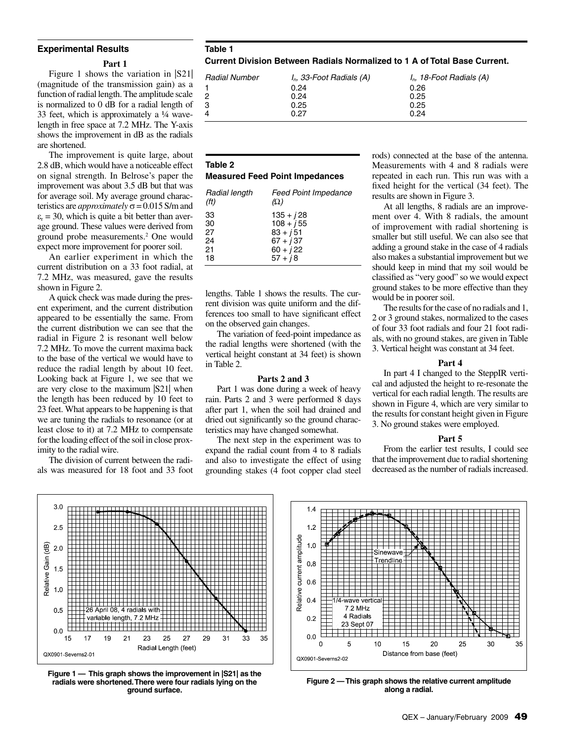## Experimental Results

### Part 1

Figure 1 shows the variation in |S21| (magnitude of the transmission gain) as a function of radial length. The amplitude scale is normalized to 0 dB for a radial length of 33 feet, which is approximately a ¼ wavelength in free space at 7.2 MHz. The Y-axis shows the improvement in dB as the radials are shortened.

The improvement is quite large, about 2.8 dB, which would have a noticeable effect on signal strength. In Belrose's paper the improvement was about 3.5 dB but that was for average soil. My average ground characteristics are *approximately* $\sigma = 0.015$ S/m and $\varepsilon_r = 30$, which is quite a bit better than average ground. These values were derived from ground probe measurements.[2] One would expect more improvement for poorer soil.

An earlier experiment in which the current distribution on a 33 foot radial, at 7.2 MHz, was measured, gave the results shown in Figure 2.

A quick check was made during the present experiment, and the current distribution appeared to be essentially the same. From the current distribution we can see that the radial in Figure 2 is resonant well below 7.2 MHz. To move the current maxima back to the base of the vertical we would have to reduce the radial length by about 10 feet. Looking back at Figure 1, we see that we are very close to the maximum |S21| when the length has been reduced by 10 feet to 23 feet. What appears to be happening is that we are tuning the radials to resonance (or at least close to it) at 7.2 MHz to compensate for the loading effect of the soil in close proximity to the radial wire.

The division of current between the radials was measured for 18 foot and 33 foot lengths. Table 1 shows the results. The current division was quite uniform and the differences too small to have significant effect on the observed gain changes.

**Table 1**
**Current Division Between Radials Normalized to 1 A of Total Base Current.**

| *Radial Number* | *$I_n$, 33-Foot Radials (A)* | *$I_n$, 18-Foot Radials (A)* |
|---|---|---|
| 1 | 0.24 | 0.26 |
| 2 | 0.24 | 0.25 |
| 3 | 0.25 | 0.25 |
| 4 | 0.27 | 0.24 |

The variation of feed-point impedance as the radial lengths were shortened (with the vertical height constant at 34 feet) is shown in Table 2.

**Table 2**
**Measured Feed Point Impedances**

| *Radial length (ft)* | *Feed Point Impedance (Ω)* |
|---|---|
| 33 | $135 + j\,28$ |
| 30 | $108 + j\,55$ |
| 27 | $83 + j\,51$ |
| 24 | $67 + j\,37$ |
| 21 | $60 + j\,22$ |
| 18 | $57 + j\,8$ |

### Parts 2 and 3

Part 1 was done during a week of heavy rain. Parts 2 and 3 were performed 8 days after part 1, when the soil had drained and dried out significantly so the ground characteristics may have changed somewhat.

The next step in the experiment was to expand the radial count from 4 to 8 radials and also to investigate the effect of using grounding stakes (4 foot copper clad steel rods) connected at the base of the antenna. Measurements with 4 and 8 radials were repeated in each run. This run was with a fixed height for the vertical (34 feet). The results are shown in Figure 3.

At all lengths, 8 radials are an improvement over 4. With 8 radials, the amount of improvement with radial shortening is smaller but still useful. We can also see that adding a ground stake in the case of 4 radials also makes a substantial improvement but we should keep in mind that my soil would be classified as "very good" so we would expect ground stakes to be more effective than they would be in poorer soil.

The results for the case of no radials and 1, 2 or 3 ground stakes, normalized to the cases of four 33 foot radials and four 21 foot radials, with no ground stakes, are given in Table 3. Vertical height was constant at 34 feet.

### Part 4

In part 4 I changed to the SteppIR vertical and adjusted the height to re-resonate the vertical for each radial length. The results are shown in Figure 4, which are very similar to the results for constant height given in Figure 3. No ground stakes were employed.

### Part 5

From the earlier test results, I could see that the improvement due to radial shortening decreased as the number of radials increased.

**Figure 1 — This graph shows the improvement in |S21| as the radials were shortened. There were four radials lying on the ground surface.**

**Figure 2 — This graph shows the relative current amplitude along a radial.**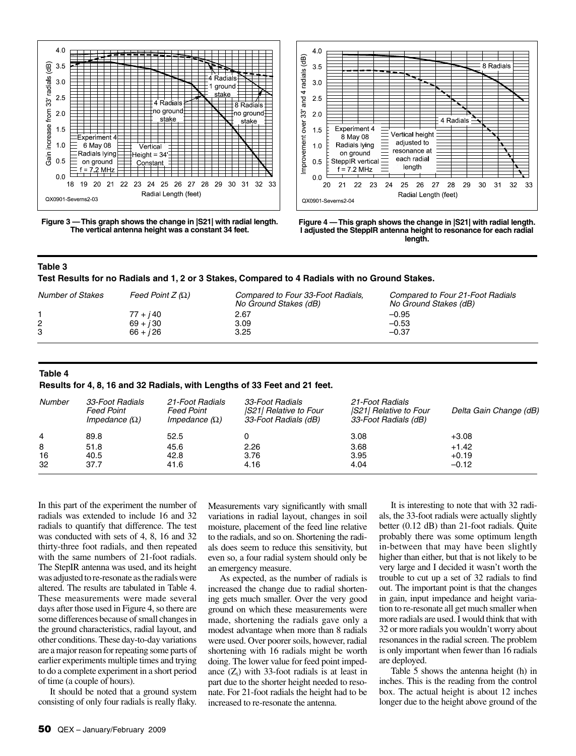Figure 3 — This graph shows the change in |S21| with radial length. The vertical antenna height was a constant 34 feet.

Figure 4 — This graph shows the change in |S21| with radial length. I adjusted the SteppIR antenna height to resonance for each radial length.

**Table 3**
**Test Results for no Radials and 1, 2 or 3 Stakes, Compared to 4 Radials with no Ground Stakes.**

| *Number of Stakes* | *Feed Point Z (Ω)* | *Compared to Four 33-Foot Radials, No Ground Stakes (dB)* | *Compared to Four 21-Foot Radials No Ground Stakes (dB)* |
|---|---|---|---|
| 1 | 77 + *j* 40 | 2.67 | –0.95 |
| 2 | 69 + *j* 30 | 3.09 | –0.53 |
| 3 | 66 + *j* 26 | 3.25 | –0.37 |

**Table 4**
**Results for 4, 8, 16 and 32 Radials, with Lengths of 33 Feet and 21 feet.**

| *Number* | *33-Foot Radials Feed Point Impedance (Ω)* | *21-Foot Radials Feed Point Impedance (Ω)* | *33-Foot Radials \|S21\| Relative to Four 33-Foot Radials (dB)* | *21-Foot Radials \|S21\| Relative to Four 33-Foot Radials (dB)* | *Delta Gain Change (dB)* |
|---|---|---|---|---|---|
| 4 | 89.8 | 52.5 | 0 | 3.08 | +3.08 |
| 8 | 51.8 | 45.6 | 2.26 | 3.68 | +1.42 |
| 16 | 40.5 | 42.8 | 3.76 | 3.95 | +0.19 |
| 32 | 37.7 | 41.6 | 4.16 | 4.04 | –0.12 |

In this part of the experiment the number of radials was extended to include 16 and 32 radials to quantify that difference. The test was conducted with sets of 4, 8, 16 and 32 thirty-three foot radials, and then repeated with the same numbers of 21-foot radials. The StepIR antenna was used, and its height was adjusted to re-resonate as the radials were altered. The results are tabulated in Table 4. These measurements were made several days after those used in Figure 4, so there are some differences because of small changes in the ground characteristics, radial layout, and other conditions. These day-to-day variations are a major reason for repeating some parts of earlier experiments multiple times and trying to do a complete experiment in a short period of time (a couple of hours).

It should be noted that a ground system consisting of only four radials is really flaky. Measurements vary significantly with small variations in radial layout, changes in soil moisture, placement of the feed line relative to the radials, and so on. Shortening the radials does seem to reduce this sensitivity, but even so, a four radial system should only be an emergency measure.

As expected, as the number of radials is increased the change due to radial shortening gets much smaller. Over the very good ground on which these measurements were made, shortening the radials gave only a modest advantage when more than 8 radials were used. Over poorer soils, however, radial shortening with 16 radials might be worth doing. The lower value for feed point impedance ($Z_i$) with 33-foot radials is at least in part due to the shorter height needed to resonate. For 21-foot radials the height had to be increased to re-resonate the antenna.

It is interesting to note that with 32 radials, the 33-foot radials were actually slightly better (0.12 dB) than 21-foot radials. Quite probably there was some optimum length in-between that may have been slightly higher than either, but that is not likely to be very large and I decided it wasn't worth the trouble to cut up a set of 32 radials to find out. The important point is that the changes in gain, input impedance and height variation to re-resonate all get much smaller when more radials are used. I would think that with 32 or more radials you wouldn't worry about resonances in the radial screen. The problem is only important when fewer than 16 radials are deployed.

Table 5 shows the antenna height (h) in inches. This is the reading from the control box. The actual height is about 12 inches longer due to the height above ground of the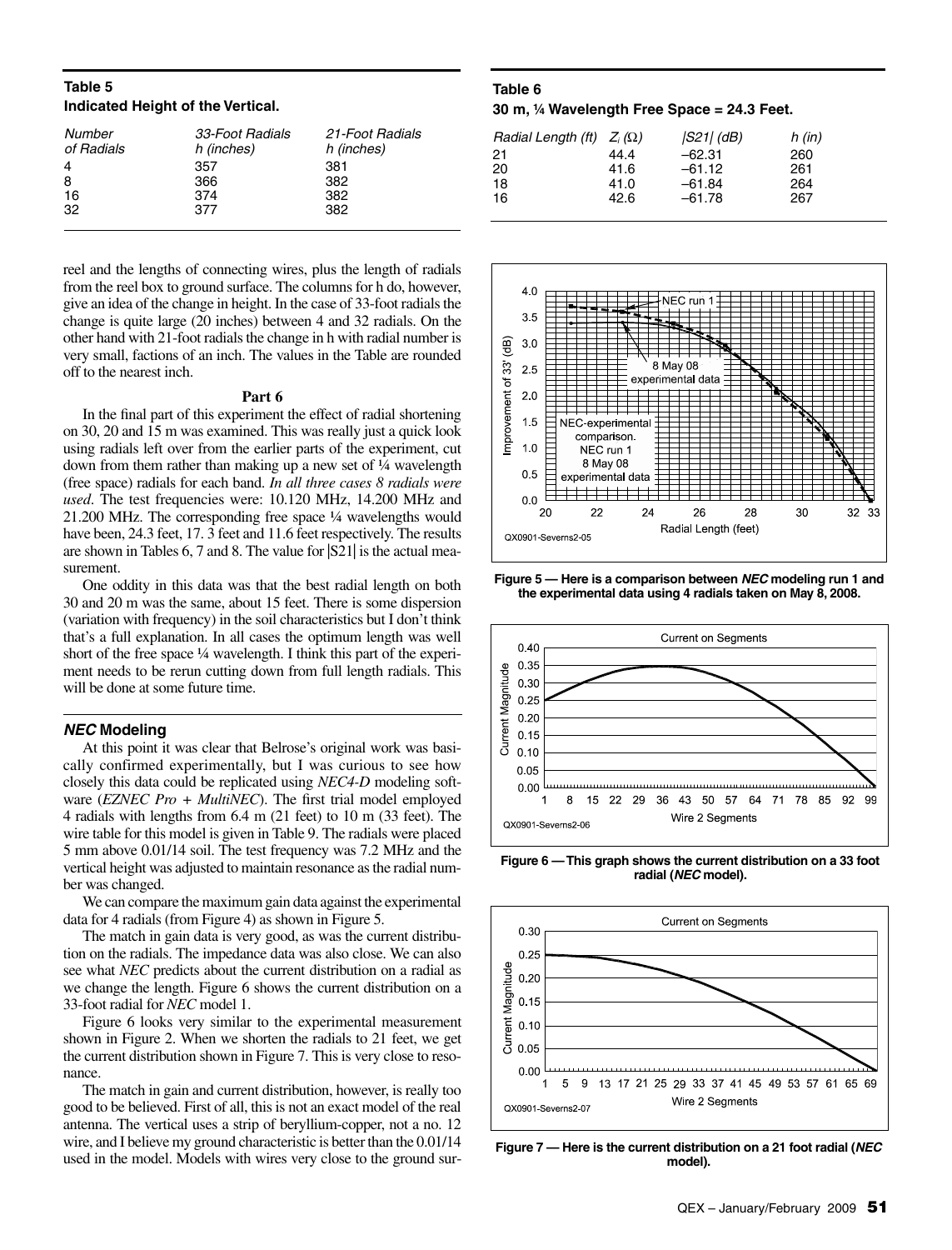**Table 5**
**Indicated Height of the Vertical.**

| Number of Radials | 33-Foot Radials h (inches) | 21-Foot Radials h (inches) |
|---|---|---|
| 4 | 357 | 381 |
| 8 | 366 | 382 |
| 16 | 374 | 382 |
| 32 | 377 | 382 |

reel and the lengths of connecting wires, plus the length of radials from the reel box to ground surface. The columns for h do, however, give an idea of the change in height. In the case of 33-foot radials the change is quite large (20 inches) between 4 and 32 radials. On the other hand with 21-foot radials the change in h with radial number is very small, factions of an inch. The values in the Table are rounded off to the nearest inch.

### Part 6

In the final part of this experiment the effect of radial shortening on 30, 20 and 15 m was examined. This was really just a quick look using radials left over from the earlier parts of the experiment, cut down from them rather than making up a new set of ¼ wavelength (free space) radials for each band. *In all three cases 8 radials were used*. The test frequencies were: 10.120 MHz, 14.200 MHz and 21.200 MHz. The corresponding free space ¼ wavelengths would have been, 24.3 feet, 17. 3 feet and 11.6 feet respectively. The results are shown in Tables 6, 7 and 8. The value for |S21| is the actual measurement.

One oddity in this data was that the best radial length on both 30 and 20 m was the same, about 15 feet. There is some dispersion (variation with frequency) in the soil characteristics but I don't think that's a full explanation. In all cases the optimum length was well short of the free space ¼ wavelength. I think this part of the experiment needs to be rerun cutting down from full length radials. This will be done at some future time.

## *NEC* Modeling

At this point it was clear that Belrose's original work was basically confirmed experimentally, but I was curious to see how closely this data could be replicated using *NEC4-D* modeling software (*EZNEC Pro + MultiNEC*). The first trial model employed 4 radials with lengths from 6.4 m (21 feet) to 10 m (33 feet). The wire table for this model is given in Table 9. The radials were placed 5 mm above 0.01/14 soil. The test frequency was 7.2 MHz and the vertical height was adjusted to maintain resonance as the radial number was changed.

We can compare the maximum gain data against the experimental data for 4 radials (from Figure 4) as shown in Figure 5.

The match in gain data is very good, as was the current distribution on the radials. The impedance data was also close. We can also see what *NEC* predicts about the current distribution on a radial as we change the length. Figure 6 shows the current distribution on a 33-foot radial for *NEC* model 1.

Figure 6 looks very similar to the experimental measurement shown in Figure 2. When we shorten the radials to 21 feet, we get the current distribution shown in Figure 7. This is very close to resonance.

The match in gain and current distribution, however, is really too good to be believed. First of all, this is not an exact model of the real antenna. The vertical uses a strip of beryllium-copper, not a no. 12 wire, and I believe my ground characteristic is better than the 0.01/14 used in the model. Models with wires very close to the ground sur-

**Table 6**
**30 m, ¼ Wavelength Free Space = 24.3 Feet.**

| Radial Length (ft) | $Z_i$ (Ω) | \|S21\| (dB) | h (in) |
|---|---|---|---|
| 21 | 44.4 | –62.31 | 260 |
| 20 | 41.6 | –61.12 | 261 |
| 18 | 41.0 | –61.84 | 264 |
| 16 | 42.6 | –61.78 | 267 |

**Figure 5 — Here is a comparison between *NEC* modeling run 1 and the experimental data using 4 radials taken on May 8, 2008.**

**Figure 6 — This graph shows the current distribution on a 33 foot radial (*NEC* model).**

**Figure 7 — Here is the current distribution on a 21 foot radial (*NEC* model).**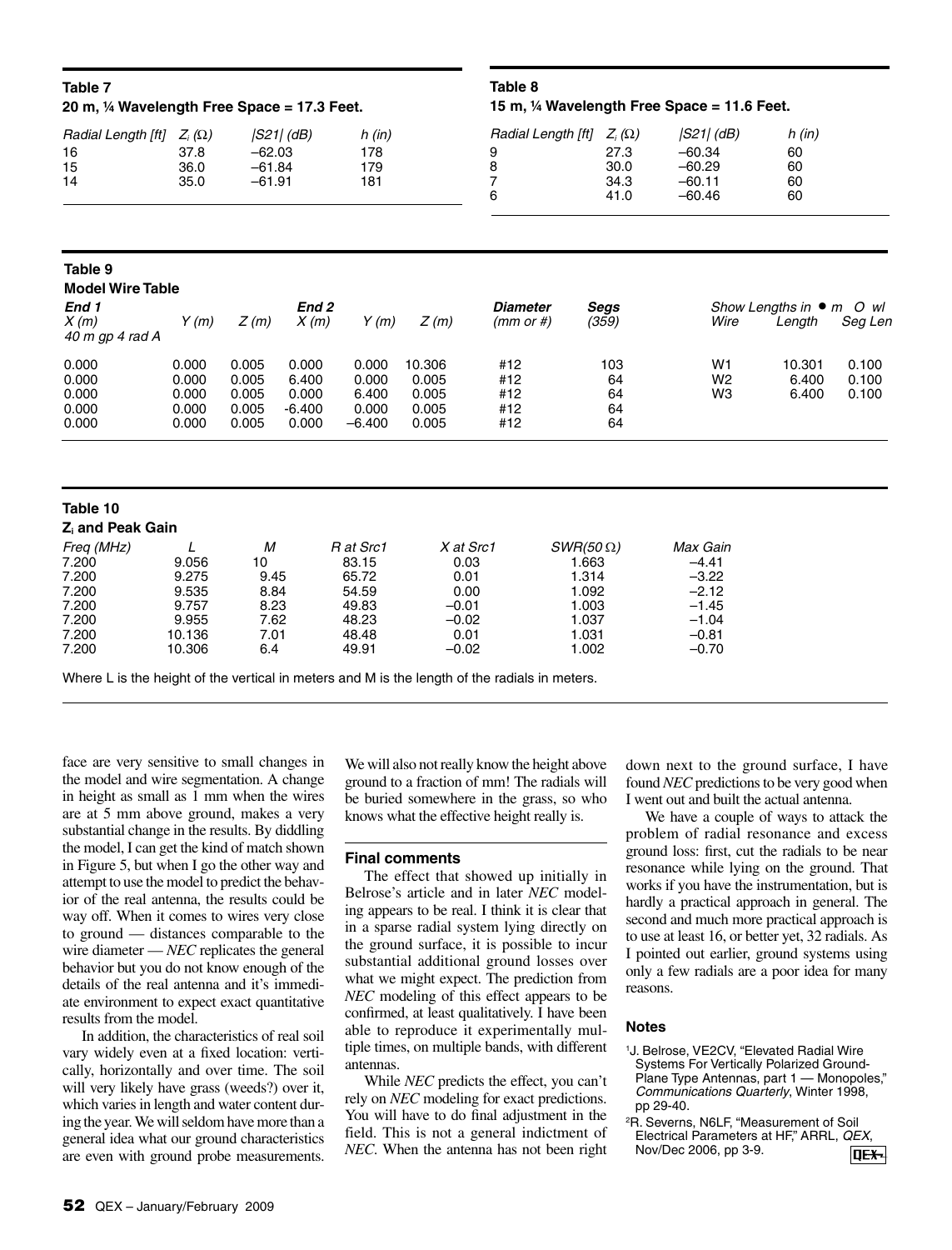**Table 7**
**20 m, ¼ Wavelength Free Space = 17.3 Feet.**

| *Radial Length [ft]* | $Z_i$ (Ω) | *\|S21\| (dB)* | *h (in)* |
|---|---|---|---|
| 16 | 37.8 | –62.03 | 178 |
| 15 | 36.0 | –61.84 | 179 |
| 14 | 35.0 | –61.91 | 181 |

**Table 8**
**15 m, ¼ Wavelength Free Space = 11.6 Feet.**

| *Radial Length [ft]* | $Z_i$ (Ω) | *\|S21\| (dB)* | *h (in)* |
|---|---|---|---|
| 9 | 27.3 | –60.34 | 60 |
| 8 | 30.0 | –60.29 | 60 |
| 7 | 34.3 | –60.11 | 60 |
| 6 | 41.0 | –60.46 | 60 |

**Table 9**
**Model Wire Table**

| *End 1 X (m)* | *Y (m)* | *Z (m)* | *End 2 X (m)* | *Y (m)* | *Z (m)* | *Diameter (mm or #)* | *Segs (359)* |
|---|---|---|---|---|---|---|---|
| *40 m gp 4 rad A* | | | | | | | |
| 0.000 | 0.000 | 0.005 | 0.000 | 0.000 | 10.306 | #12 | 103 |
| 0.000 | 0.000 | 0.005 | 6.400 | 0.000 | 0.005 | #12 | 64 |
| 0.000 | 0.000 | 0.005 | 0.000 | 6.400 | 0.005 | #12 | 64 |
| 0.000 | 0.000 | 0.005 | -6.400 | 0.000 | 0.005 | #12 | 64 |
| 0.000 | 0.000 | 0.005 | 0.000 | –6.400 | 0.005 | #12 | 64 |

*Show Lengths in ● m O wl*

| *Wire* | *Length* | *Seg Len* |
|---|---|---|
| W1 | 10.301 | 0.100 |
| W2 | 6.400 | 0.100 |
| W3 | 6.400 | 0.100 |

**Table 10**
**$Z_i$ and Peak Gain**

| *Freq (MHz)* | *L* | *M* | *R at Src1* | *X at Src1* | *SWR(50 Ω)* | *Max Gain* |
|---|---|---|---|---|---|---|
| 7.200 | 9.056 | 10 | 83.15 | 0.03 | 1.663 | –4.41 |
| 7.200 | 9.275 | 9.45 | 65.72 | 0.01 | 1.314 | –3.22 |
| 7.200 | 9.535 | 8.84 | 54.59 | 0.00 | 1.092 | –2.12 |
| 7.200 | 9.757 | 8.23 | 49.83 | –0.01 | 1.003 | –1.45 |
| 7.200 | 9.955 | 7.62 | 48.23 | –0.02 | 1.037 | –1.04 |
| 7.200 | 10.136 | 7.01 | 48.48 | 0.01 | 1.031 | –0.81 |
| 7.200 | 10.306 | 6.4 | 49.91 | –0.02 | 1.002 | –0.70 |

Where L is the height of the vertical in meters and M is the length of the radials in meters.

face are very sensitive to small changes in the model and wire segmentation. A change in height as small as 1 mm when the wires are at 5 mm above ground, makes a very substantial change in the results. By diddling the model, I can get the kind of match shown in Figure 5, but when I go the other way and attempt to use the model to predict the behavior of the real antenna, the results could be way off. When it comes to wires very close to ground — distances comparable to the wire diameter — *NEC* replicates the general behavior but you do not know enough of the details of the real antenna and it's immediate environment to expect exact quantitative results from the model.

In addition, the characteristics of real soil vary widely even at a fixed location: vertically, horizontally and over time. The soil will very likely have grass (weeds?) over it, which varies in length and water content during the year. We will seldom have more than a general idea what our ground characteristics are even with ground probe measurements. We will also not really know the height above ground to a fraction of mm! The radials will be buried somewhere in the grass, so who knows what the effective height really is.

## Final comments

The effect that showed up initially in Belrose's article and in later *NEC* modeling appears to be real. I think it is clear that in a sparse radial system lying directly on the ground surface, it is possible to incur substantial additional ground losses over what we might expect. The prediction from *NEC* modeling of this effect appears to be confirmed, at least qualitatively. I have been able to reproduce it experimentally multiple times, on multiple bands, with different antennas.

While *NEC* predicts the effect, you can't rely on *NEC* modeling for exact predictions. You will have to do final adjustment in the field. This is not a general indictment of *NEC*. When the antenna has not been right down next to the ground surface, I have found *NEC* predictions to be very good when I went out and built the actual antenna.

We have a couple of ways to attack the problem of radial resonance and excess ground loss: first, cut the radials to be near resonance while lying on the ground. That works if you have the instrumentation, but is hardly a practical approach in general. The second and much more practical approach is to use at least 16, or better yet, 32 radials. As I pointed out earlier, ground systems using only a few radials are a poor idea for many reasons.

## Notes

[1]J. Belrose, VE2CV, "Elevated Radial Wire Systems For Vertically Polarized Ground-Plane Type Antennas, part 1 — Monopoles," *Communications Quarterly*, Winter 1998, pp 29-40.

[2]R. Severns, N6LF, "Measurement of Soil Electrical Parameters at HF," ARRL, *QEX*, Nov/Dec 2006, pp 3-9.